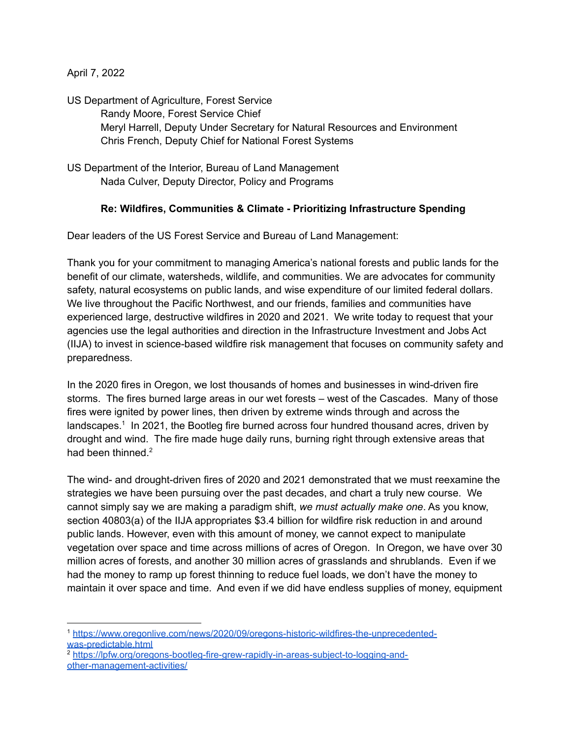April 7, 2022

US Department of Agriculture, Forest Service
Randy Moore, Forest Service Chief
Meryl Harrell, Deputy Under Secretary for Natural Resources and Environment
Chris French, Deputy Chief for National Forest Systems

US Department of the Interior, Bureau of Land Management
Nada Culver, Deputy Director, Policy and Programs

**Re: Wildfires, Communities & Climate - Prioritizing Infrastructure Spending**

Dear leaders of the US Forest Service and Bureau of Land Management:

Thank you for your commitment to managing America's national forests and public lands for the benefit of our climate, watersheds, wildlife, and communities. We are advocates for community safety, natural ecosystems on public lands, and wise expenditure of our limited federal dollars. We live throughout the Pacific Northwest, and our friends, families and communities have experienced large, destructive wildfires in 2020 and 2021. We write today to request that your agencies use the legal authorities and direction in the Infrastructure Investment and Jobs Act (IIJA) to invest in science-based wildfire risk management that focuses on community safety and preparedness.

In the 2020 fires in Oregon, we lost thousands of homes and businesses in wind-driven fire storms. The fires burned large areas in our wet forests – west of the Cascades. Many of those fires were ignited by power lines, then driven by extreme winds through and across the landscapes.[1] In 2021, the Bootleg fire burned across four hundred thousand acres, driven by drought and wind. The fire made huge daily runs, burning right through extensive areas that had been thinned.[2]

The wind- and drought-driven fires of 2020 and 2021 demonstrated that we must reexamine the strategies we have been pursuing over the past decades, and chart a truly new course. We cannot simply say we are making a paradigm shift, *we must actually make one*. As you know, section 40803(a) of the IIJA appropriates $3.4 billion for wildfire risk reduction in and around public lands. However, even with this amount of money, we cannot expect to manipulate vegetation over space and time across millions of acres of Oregon. In Oregon, we have over 30 million acres of forests, and another 30 million acres of grasslands and shrublands. Even if we had the money to ramp up forest thinning to reduce fuel loads, we don't have the money to maintain it over space and time. And even if we did have endless supplies of money, equipment

---

[1] https://www.oregonlive.com/news/2020/09/oregons-historic-wildfires-the-unprecedented-was-predictable.html

[2] https://lpfw.org/oregons-bootleg-fire-grew-rapidly-in-areas-subject-to-logging-and-other-management-activities/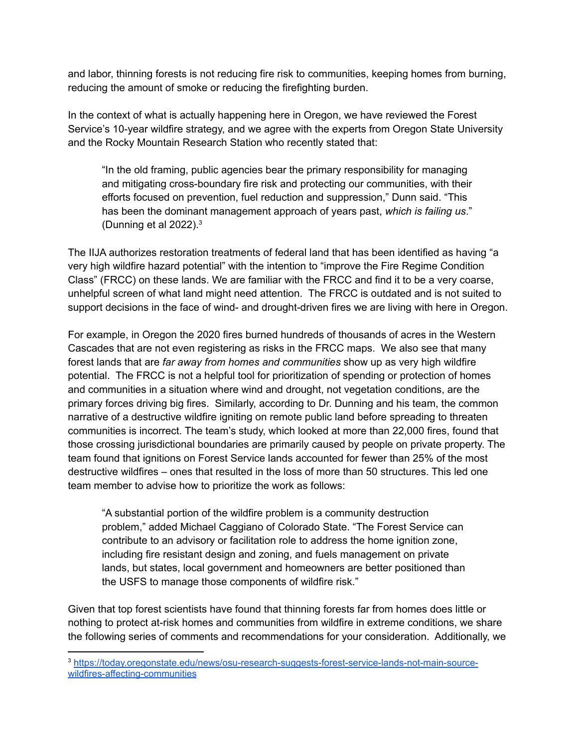and labor, thinning forests is not reducing fire risk to communities, keeping homes from burning, reducing the amount of smoke or reducing the firefighting burden.

In the context of what is actually happening here in Oregon, we have reviewed the Forest Service's 10-year wildfire strategy, and we agree with the experts from Oregon State University and the Rocky Mountain Research Station who recently stated that:

> "In the old framing, public agencies bear the primary responsibility for managing and mitigating cross-boundary fire risk and protecting our communities, with their efforts focused on prevention, fuel reduction and suppression," Dunn said. "This has been the dominant management approach of years past, *which is failing us*." (Dunning et al 2022).[3]

The IIJA authorizes restoration treatments of federal land that has been identified as having "a very high wildfire hazard potential" with the intention to "improve the Fire Regime Condition Class" (FRCC) on these lands. We are familiar with the FRCC and find it to be a very coarse, unhelpful screen of what land might need attention. The FRCC is outdated and is not suited to support decisions in the face of wind- and drought-driven fires we are living with here in Oregon.

For example, in Oregon the 2020 fires burned hundreds of thousands of acres in the Western Cascades that are not even registering as risks in the FRCC maps. We also see that many forest lands that are *far away from homes and communities* show up as very high wildfire potential. The FRCC is not a helpful tool for prioritization of spending or protection of homes and communities in a situation where wind and drought, not vegetation conditions, are the primary forces driving big fires. Similarly, according to Dr. Dunning and his team, the common narrative of a destructive wildfire igniting on remote public land before spreading to threaten communities is incorrect. The team's study, which looked at more than 22,000 fires, found that those crossing jurisdictional boundaries are primarily caused by people on private property. The team found that ignitions on Forest Service lands accounted for fewer than 25% of the most destructive wildfires – ones that resulted in the loss of more than 50 structures. This led one team member to advise how to prioritize the work as follows:

> "A substantial portion of the wildfire problem is a community destruction problem," added Michael Caggiano of Colorado State. "The Forest Service can contribute to an advisory or facilitation role to address the home ignition zone, including fire resistant design and zoning, and fuels management on private lands, but states, local government and homeowners are better positioned than the USFS to manage those components of wildfire risk."

Given that top forest scientists have found that thinning forests far from homes does little or nothing to protect at-risk homes and communities from wildfire in extreme conditions, we share the following series of comments and recommendations for your consideration. Additionally, we

---

[3] https://today.oregonstate.edu/news/osu-research-suggests-forest-service-lands-not-main-source-wildfires-affecting-communities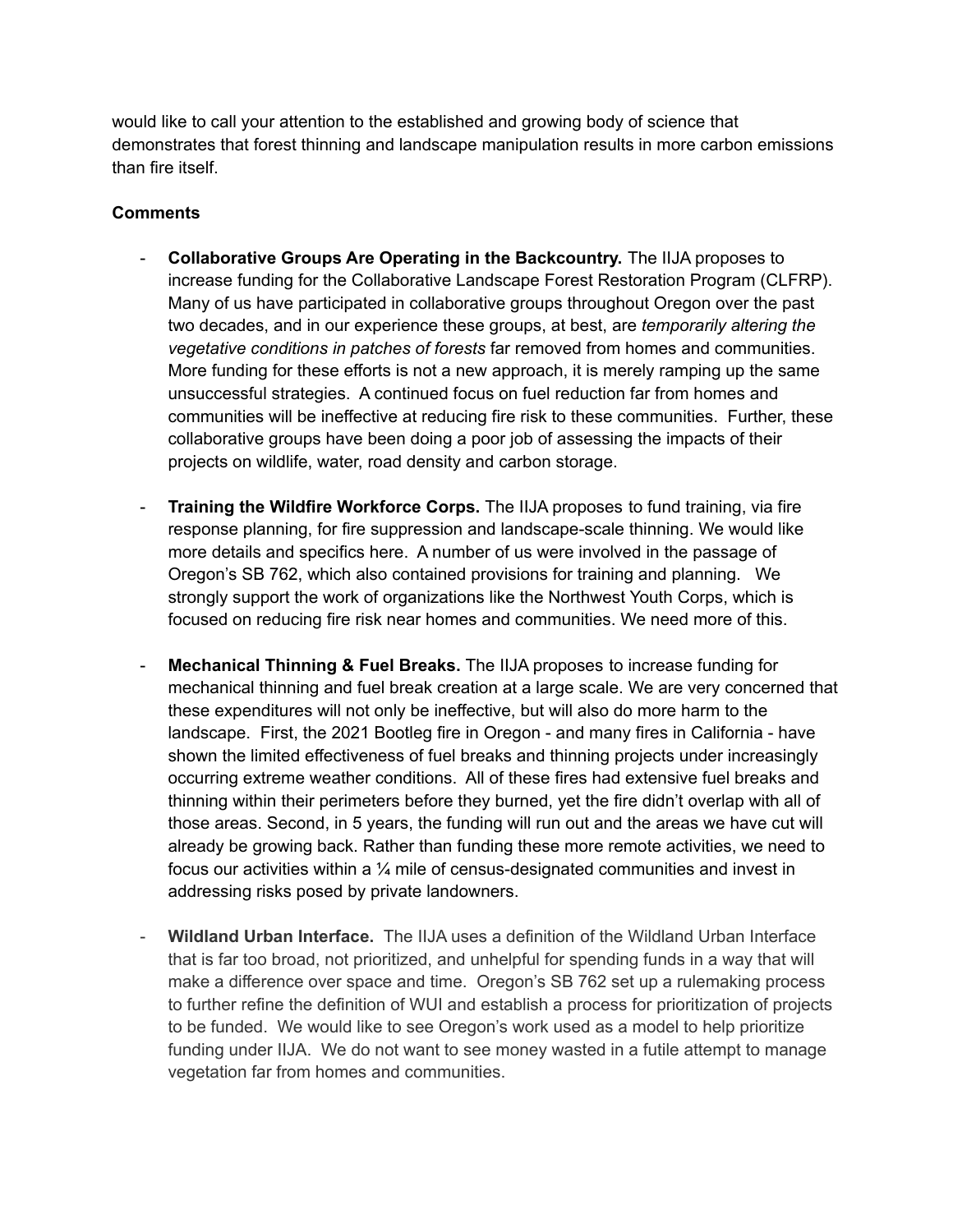would like to call your attention to the established and growing body of science that demonstrates that forest thinning and landscape manipulation results in more carbon emissions than fire itself.

**Comments**

- **Collaborative Groups Are Operating in the Backcountry.** The IIJA proposes to increase funding for the Collaborative Landscape Forest Restoration Program (CLFRP). Many of us have participated in collaborative groups throughout Oregon over the past two decades, and in our experience these groups, at best, are *temporarily altering the vegetative conditions in patches of forests* far removed from homes and communities. More funding for these efforts is not a new approach, it is merely ramping up the same unsuccessful strategies. A continued focus on fuel reduction far from homes and communities will be ineffective at reducing fire risk to these communities. Further, these collaborative groups have been doing a poor job of assessing the impacts of their projects on wildlife, water, road density and carbon storage.

- **Training the Wildfire Workforce Corps.** The IIJA proposes to fund training, via fire response planning, for fire suppression and landscape-scale thinning. We would like more details and specifics here. A number of us were involved in the passage of Oregon's SB 762, which also contained provisions for training and planning. We strongly support the work of organizations like the Northwest Youth Corps, which is focused on reducing fire risk near homes and communities. We need more of this.

- **Mechanical Thinning & Fuel Breaks.** The IIJA proposes to increase funding for mechanical thinning and fuel break creation at a large scale. We are very concerned that these expenditures will not only be ineffective, but will also do more harm to the landscape. First, the 2021 Bootleg fire in Oregon - and many fires in California - have shown the limited effectiveness of fuel breaks and thinning projects under increasingly occurring extreme weather conditions. All of these fires had extensive fuel breaks and thinning within their perimeters before they burned, yet the fire didn't overlap with all of those areas. Second, in 5 years, the funding will run out and the areas we have cut will already be growing back. Rather than funding these more remote activities, we need to focus our activities within a ¼ mile of census-designated communities and invest in addressing risks posed by private landowners.

- **Wildland Urban Interface.** The IIJA uses a definition of the Wildland Urban Interface that is far too broad, not prioritized, and unhelpful for spending funds in a way that will make a difference over space and time. Oregon's SB 762 set up a rulemaking process to further refine the definition of WUI and establish a process for prioritization of projects to be funded. We would like to see Oregon's work used as a model to help prioritize funding under IIJA. We do not want to see money wasted in a futile attempt to manage vegetation far from homes and communities.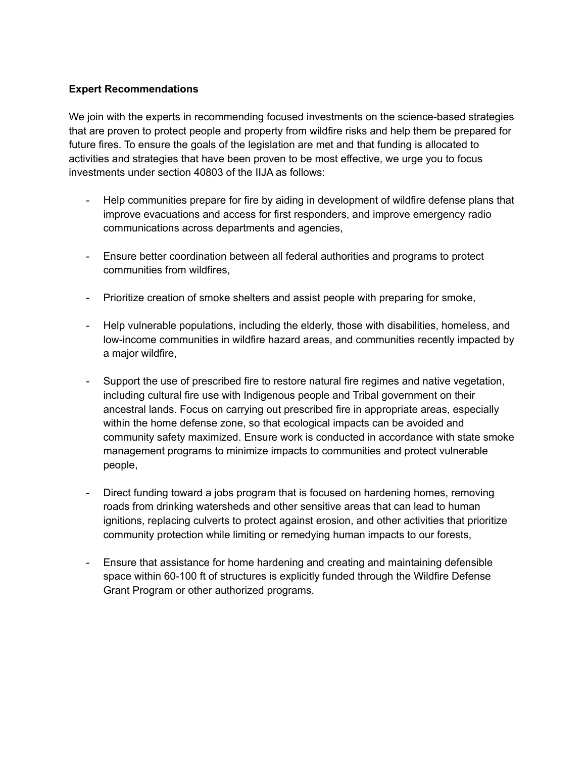**Expert Recommendations**

We join with the experts in recommending focused investments on the science-based strategies that are proven to protect people and property from wildfire risks and help them be prepared for future fires. To ensure the goals of the legislation are met and that funding is allocated to activities and strategies that have been proven to be most effective, we urge you to focus investments under section 40803 of the IIJA as follows:

- Help communities prepare for fire by aiding in development of wildfire defense plans that improve evacuations and access for first responders, and improve emergency radio communications across departments and agencies,

- Ensure better coordination between all federal authorities and programs to protect communities from wildfires,

- Prioritize creation of smoke shelters and assist people with preparing for smoke,

- Help vulnerable populations, including the elderly, those with disabilities, homeless, and low-income communities in wildfire hazard areas, and communities recently impacted by a major wildfire,

- Support the use of prescribed fire to restore natural fire regimes and native vegetation, including cultural fire use with Indigenous people and Tribal government on their ancestral lands. Focus on carrying out prescribed fire in appropriate areas, especially within the home defense zone, so that ecological impacts can be avoided and community safety maximized. Ensure work is conducted in accordance with state smoke management programs to minimize impacts to communities and protect vulnerable people,

- Direct funding toward a jobs program that is focused on hardening homes, removing roads from drinking watersheds and other sensitive areas that can lead to human ignitions, replacing culverts to protect against erosion, and other activities that prioritize community protection while limiting or remedying human impacts to our forests,

- Ensure that assistance for home hardening and creating and maintaining defensible space within 60-100 ft of structures is explicitly funded through the Wildfire Defense Grant Program or other authorized programs.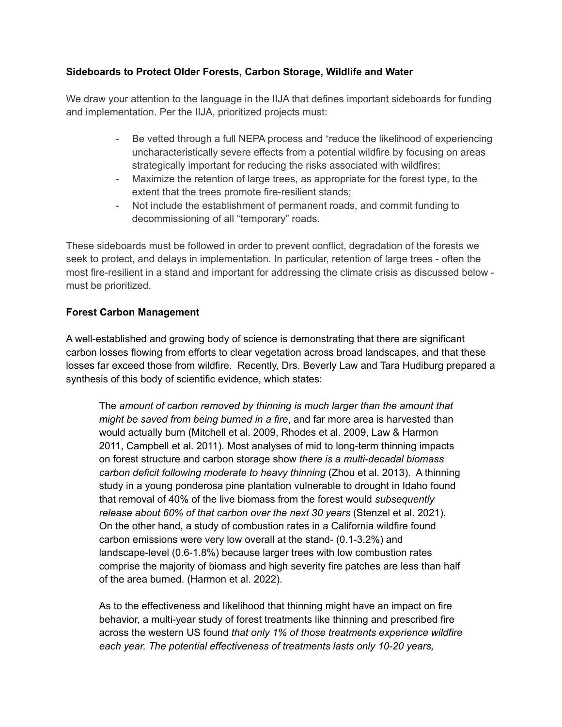**Sideboards to Protect Older Forests, Carbon Storage, Wildlife and Water**

We draw your attention to the language in the IIJA that defines important sideboards for funding and implementation. Per the IIJA, prioritized projects must:

- Be vetted through a full NEPA process and "reduce the likelihood of experiencing uncharacteristically severe effects from a potential wildfire by focusing on areas strategically important for reducing the risks associated with wildfires;
- Maximize the retention of large trees, as appropriate for the forest type, to the extent that the trees promote fire-resilient stands;
- Not include the establishment of permanent roads, and commit funding to decommissioning of all "temporary" roads.

These sideboards must be followed in order to prevent conflict, degradation of the forests we seek to protect, and delays in implementation. In particular, retention of large trees - often the most fire-resilient in a stand and important for addressing the climate crisis as discussed below - must be prioritized.

**Forest Carbon Management**

A well-established and growing body of science is demonstrating that there are significant carbon losses flowing from efforts to clear vegetation across broad landscapes, and that these losses far exceed those from wildfire. Recently, Drs. Beverly Law and Tara Hudiburg prepared a synthesis of this body of scientific evidence, which states:

> The *amount of carbon removed by thinning is much larger than the amount that might be saved from being burned in a fire*, and far more area is harvested than would actually burn (Mitchell et al. 2009, Rhodes et al. 2009, Law & Harmon 2011, Campbell et al. 2011). Most analyses of mid to long-term thinning impacts on forest structure and carbon storage show *there is a multi-decadal biomass carbon deficit following moderate to heavy thinning* (Zhou et al. 2013). A thinning study in a young ponderosa pine plantation vulnerable to drought in Idaho found that removal of 40% of the live biomass from the forest would *subsequently release about 60% of that carbon over the next 30 years* (Stenzel et al. 2021). On the other hand, a study of combustion rates in a California wildfire found carbon emissions were very low overall at the stand- (0.1-3.2%) and landscape-level (0.6-1.8%) because larger trees with low combustion rates comprise the majority of biomass and high severity fire patches are less than half of the area burned. (Harmon et al. 2022).
>
> As to the effectiveness and likelihood that thinning might have an impact on fire behavior, a multi-year study of forest treatments like thinning and prescribed fire across the western US found *that only 1% of those treatments experience wildfire each year. The potential effectiveness of treatments lasts only 10-20 years,*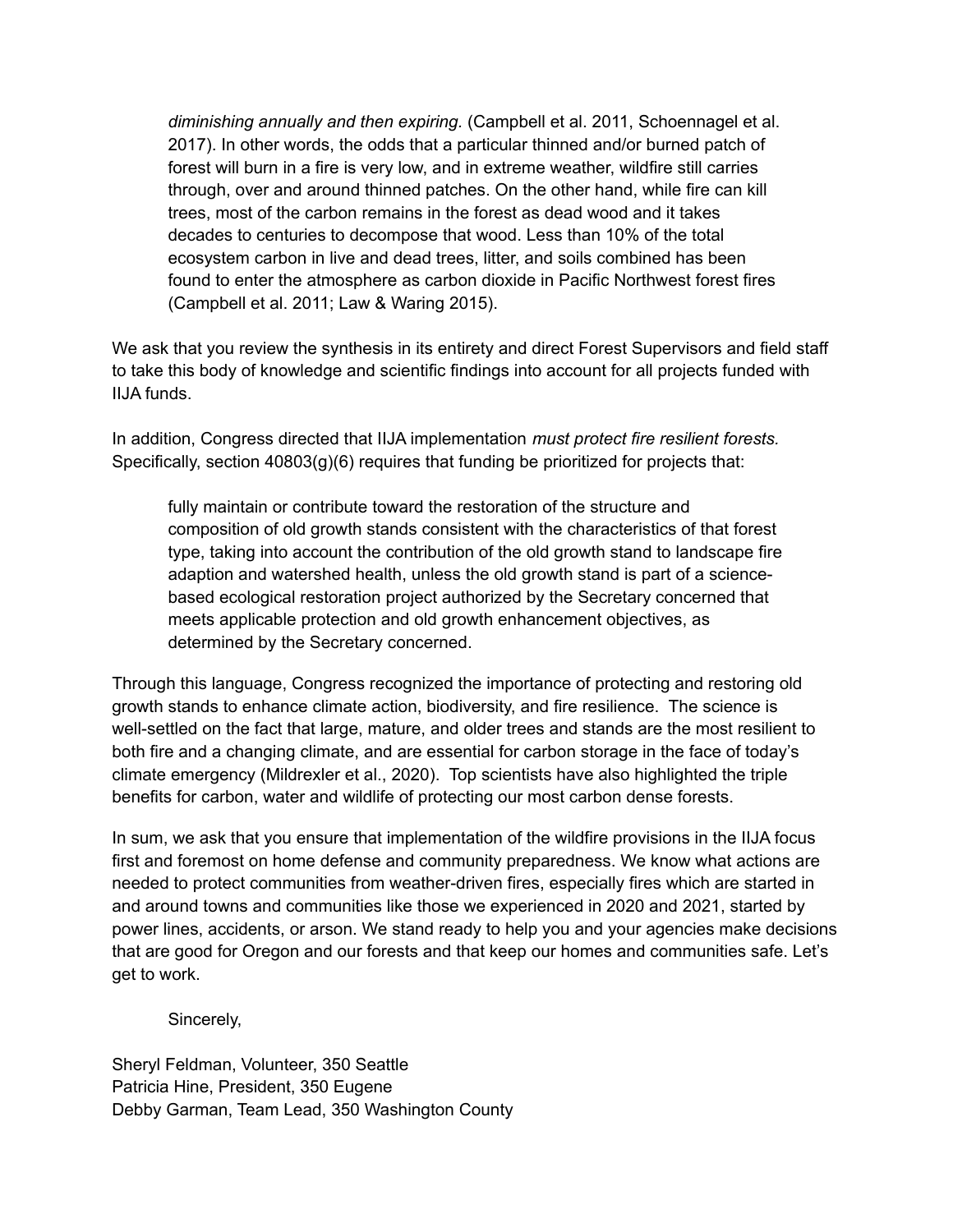> *diminishing annually and then expiring.* (Campbell et al. 2011, Schoennagel et al. 2017). In other words, the odds that a particular thinned and/or burned patch of forest will burn in a fire is very low, and in extreme weather, wildfire still carries through, over and around thinned patches. On the other hand, while fire can kill trees, most of the carbon remains in the forest as dead wood and it takes decades to centuries to decompose that wood. Less than 10% of the total ecosystem carbon in live and dead trees, litter, and soils combined has been found to enter the atmosphere as carbon dioxide in Pacific Northwest forest fires (Campbell et al. 2011; Law & Waring 2015).

We ask that you review the synthesis in its entirety and direct Forest Supervisors and field staff to take this body of knowledge and scientific findings into account for all projects funded with IIJA funds.

In addition, Congress directed that IIJA implementation *must protect fire resilient forests.* Specifically, section 40803(g)(6) requires that funding be prioritized for projects that:

> fully maintain or contribute toward the restoration of the structure and composition of old growth stands consistent with the characteristics of that forest type, taking into account the contribution of the old growth stand to landscape fire adaption and watershed health, unless the old growth stand is part of a science-based ecological restoration project authorized by the Secretary concerned that meets applicable protection and old growth enhancement objectives, as determined by the Secretary concerned.

Through this language, Congress recognized the importance of protecting and restoring old growth stands to enhance climate action, biodiversity, and fire resilience. The science is well-settled on the fact that large, mature, and older trees and stands are the most resilient to both fire and a changing climate, and are essential for carbon storage in the face of today's climate emergency (Mildrexler et al., 2020). Top scientists have also highlighted the triple benefits for carbon, water and wildlife of protecting our most carbon dense forests.

In sum, we ask that you ensure that implementation of the wildfire provisions in the IIJA focus first and foremost on home defense and community preparedness. We know what actions are needed to protect communities from weather-driven fires, especially fires which are started in and around towns and communities like those we experienced in 2020 and 2021, started by power lines, accidents, or arson. We stand ready to help you and your agencies make decisions that are good for Oregon and our forests and that keep our homes and communities safe. Let's get to work.

Sincerely,

Sheryl Feldman, Volunteer, 350 Seattle
Patricia Hine, President, 350 Eugene
Debby Garman, Team Lead, 350 Washington County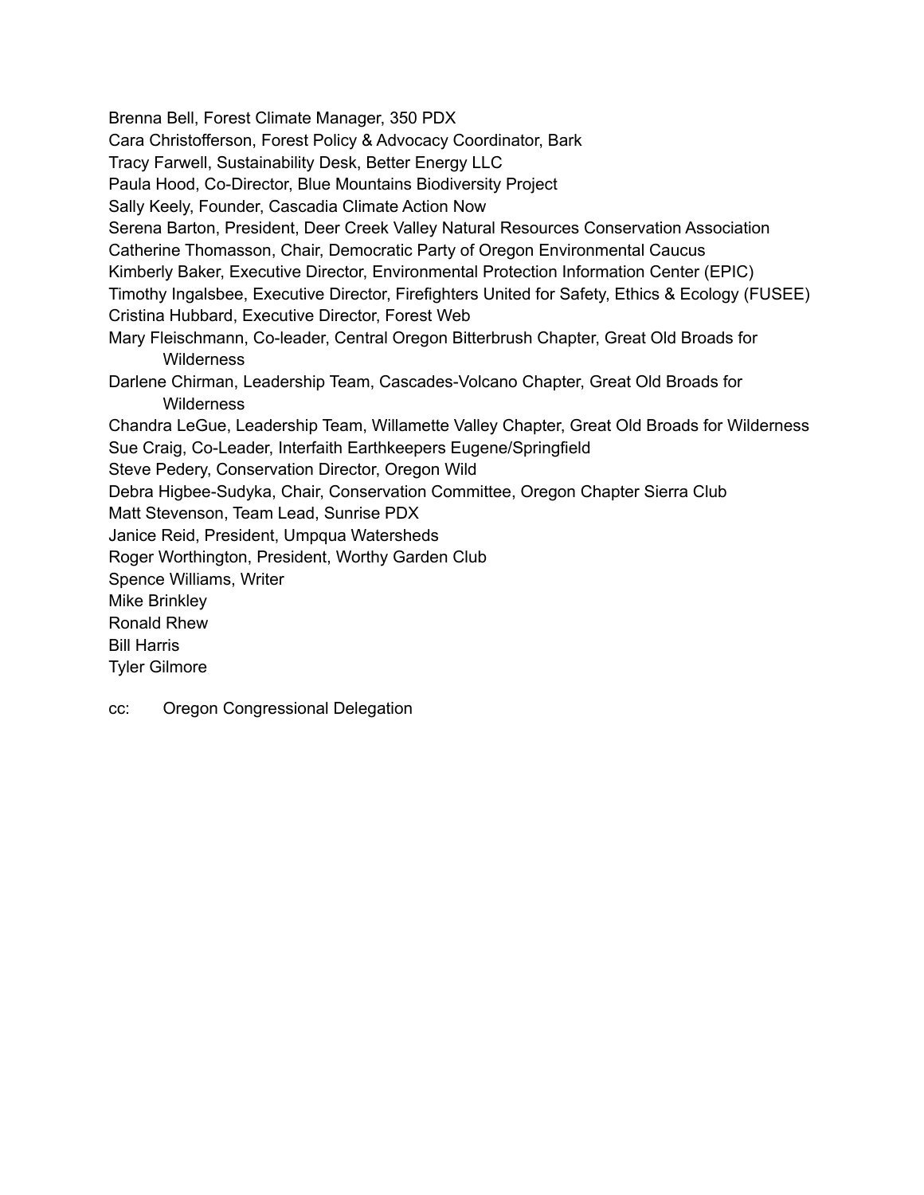Brenna Bell, Forest Climate Manager, 350 PDX
Cara Christofferson, Forest Policy & Advocacy Coordinator, Bark
Tracy Farwell, Sustainability Desk, Better Energy LLC
Paula Hood, Co-Director, Blue Mountains Biodiversity Project
Sally Keely, Founder, Cascadia Climate Action Now
Serena Barton, President, Deer Creek Valley Natural Resources Conservation Association
Catherine Thomasson, Chair, Democratic Party of Oregon Environmental Caucus
Kimberly Baker, Executive Director, Environmental Protection Information Center (EPIC)
Timothy Ingalsbee, Executive Director, Firefighters United for Safety, Ethics & Ecology (FUSEE)
Cristina Hubbard, Executive Director, Forest Web
Mary Fleischmann, Co-leader, Central Oregon Bitterbrush Chapter, Great Old Broads for Wilderness
Darlene Chirman, Leadership Team, Cascades-Volcano Chapter, Great Old Broads for Wilderness
Chandra LeGue, Leadership Team, Willamette Valley Chapter, Great Old Broads for Wilderness
Sue Craig, Co-Leader, Interfaith Earthkeepers Eugene/Springfield
Steve Pedery, Conservation Director, Oregon Wild
Debra Higbee-Sudyka, Chair, Conservation Committee, Oregon Chapter Sierra Club
Matt Stevenson, Team Lead, Sunrise PDX
Janice Reid, President, Umpqua Watersheds
Roger Worthington, President, Worthy Garden Club
Spence Williams, Writer
Mike Brinkley
Ronald Rhew
Bill Harris
Tyler Gilmore

cc: Oregon Congressional Delegation